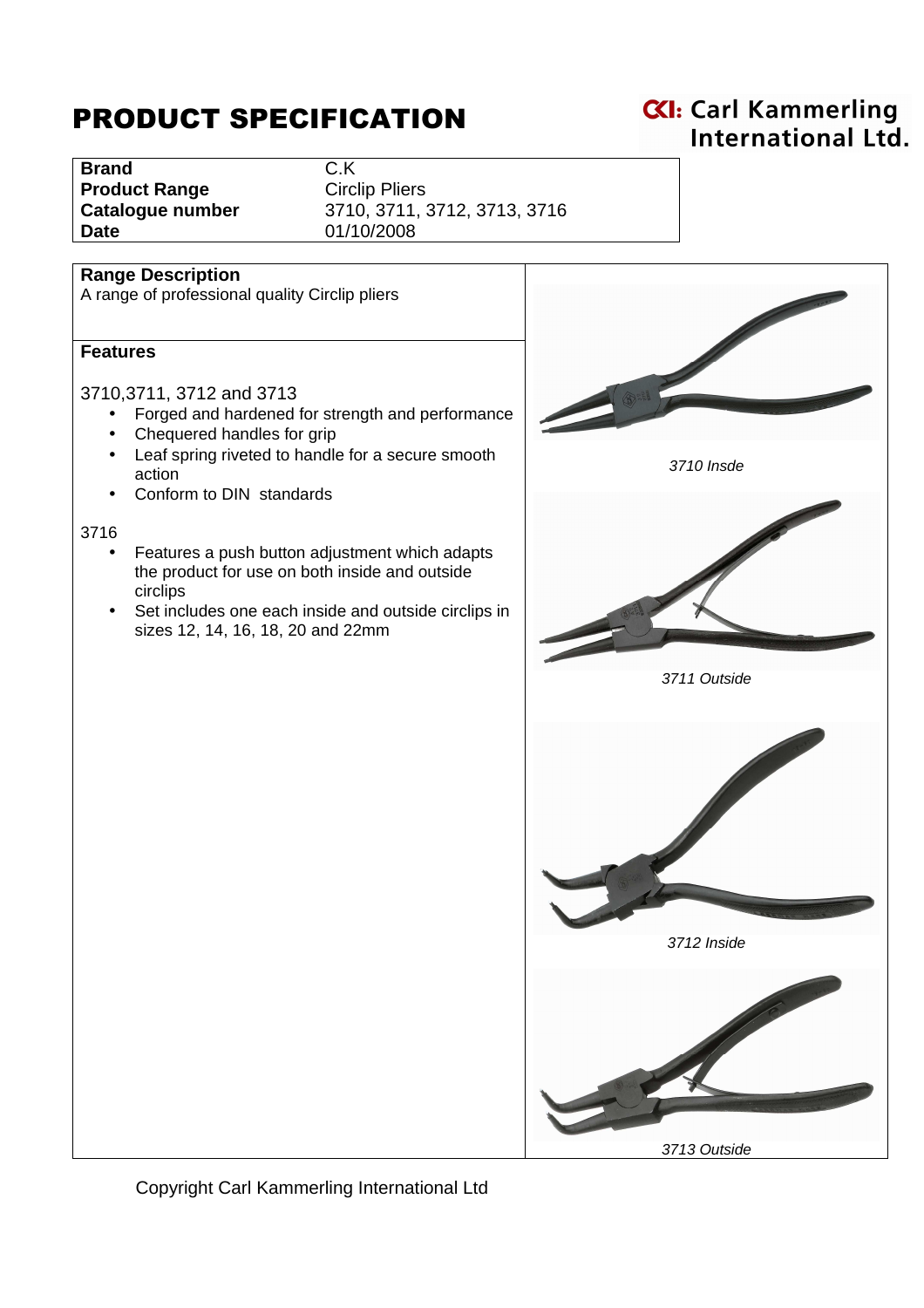# PRODUCT SPECIFICATION

Carl Kammerling International Ltd.

| | |
|---|---|
| **Brand** | C.K |
| **Product Range** | Circlip Pliers |
| **Catalogue number** | 3710, 3711, 3712, 3713, 3716 |
| **Date** | 01/10/2008 |

**Range Description**

A range of professional quality Circlip pliers

**Features**

3710,3711, 3712 and 3713

- Forged and hardened for strength and performance
- Chequered handles for grip
- Leaf spring riveted to handle for a secure smooth action
- Conform to DIN standards

3716

- Features a push button adjustment which adapts the product for use on both inside and outside circlips
- Set includes one each inside and outside circlips in sizes 12, 14, 16, 18, 20 and 22mm

*3710 Insde*

*3711 Outside*

*3712 Inside*

*3713 Outside*

Copyright Carl Kammerling International Ltd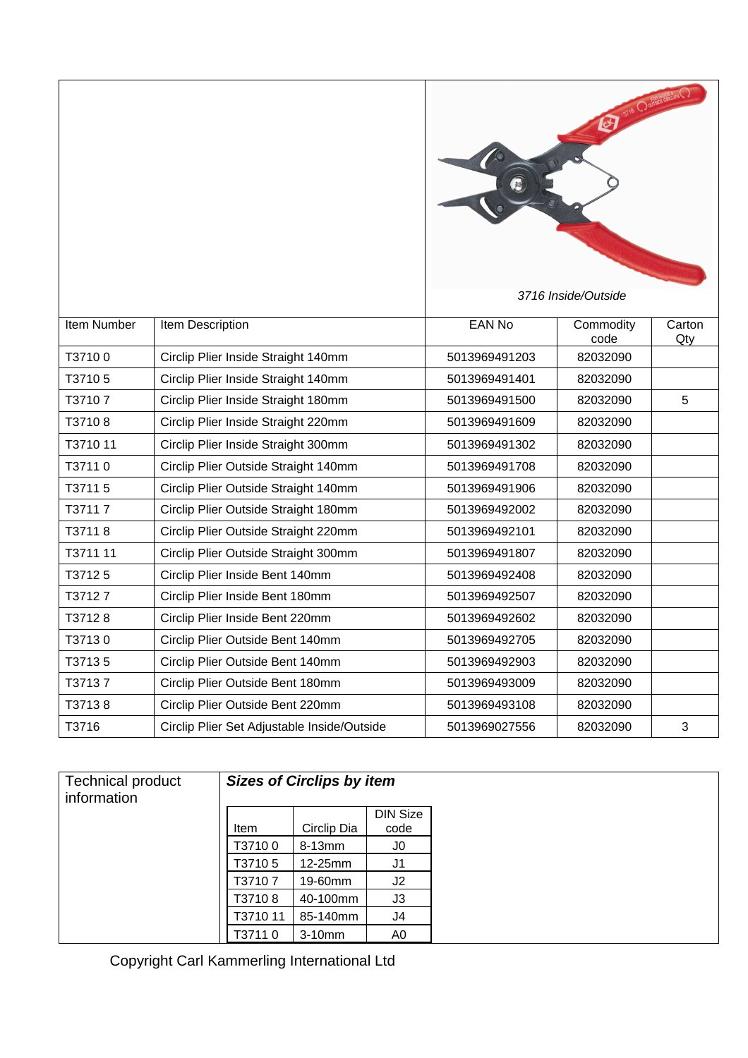3716 Inside/Outside

| Item Number | Item Description | EAN No | Commodity code | Carton Qty |
|---|---|---|---|---|
| T3710 0 | Circlip Plier Inside Straight 140mm | 5013969491203 | 82032090 | |
| T3710 5 | Circlip Plier Inside Straight 140mm | 5013969491401 | 82032090 | |
| T3710 7 | Circlip Plier Inside Straight 180mm | 5013969491500 | 82032090 | 5 |
| T3710 8 | Circlip Plier Inside Straight 220mm | 5013969491609 | 82032090 | |
| T3710 11 | Circlip Plier Inside Straight 300mm | 5013969491302 | 82032090 | |
| T3711 0 | Circlip Plier Outside Straight 140mm | 5013969491708 | 82032090 | |
| T3711 5 | Circlip Plier Outside Straight 140mm | 5013969491906 | 82032090 | |
| T3711 7 | Circlip Plier Outside Straight 180mm | 5013969492002 | 82032090 | |
| T3711 8 | Circlip Plier Outside Straight 220mm | 5013969492101 | 82032090 | |
| T3711 11 | Circlip Plier Outside Straight 300mm | 5013969491807 | 82032090 | |
| T3712 5 | Circlip Plier Inside Bent 140mm | 5013969492408 | 82032090 | |
| T3712 7 | Circlip Plier Inside Bent 180mm | 5013969492507 | 82032090 | |
| T3712 8 | Circlip Plier Inside Bent 220mm | 5013969492602 | 82032090 | |
| T3713 0 | Circlip Plier Outside Bent 140mm | 5013969492705 | 82032090 | |
| T3713 5 | Circlip Plier Outside Bent 140mm | 5013969492903 | 82032090 | |
| T3713 7 | Circlip Plier Outside Bent 180mm | 5013969493009 | 82032090 | |
| T3713 8 | Circlip Plier Outside Bent 220mm | 5013969493108 | 82032090 | |
| T3716 | Circlip Plier Set Adjustable Inside/Outside | 5013969027556 | 82032090 | 3 |

Technical product information

***Sizes of Circlips by item***

| Item | Circlip Dia | DIN Size code |
|---|---|---|
| T3710 0 | 8-13mm | J0 |
| T3710 5 | 12-25mm | J1 |
| T3710 7 | 19-60mm | J2 |
| T3710 8 | 40-100mm | J3 |
| T3710 11 | 85-140mm | J4 |
| T3711 0 | 3-10mm | A0 |

Copyright Carl Kammerling International Ltd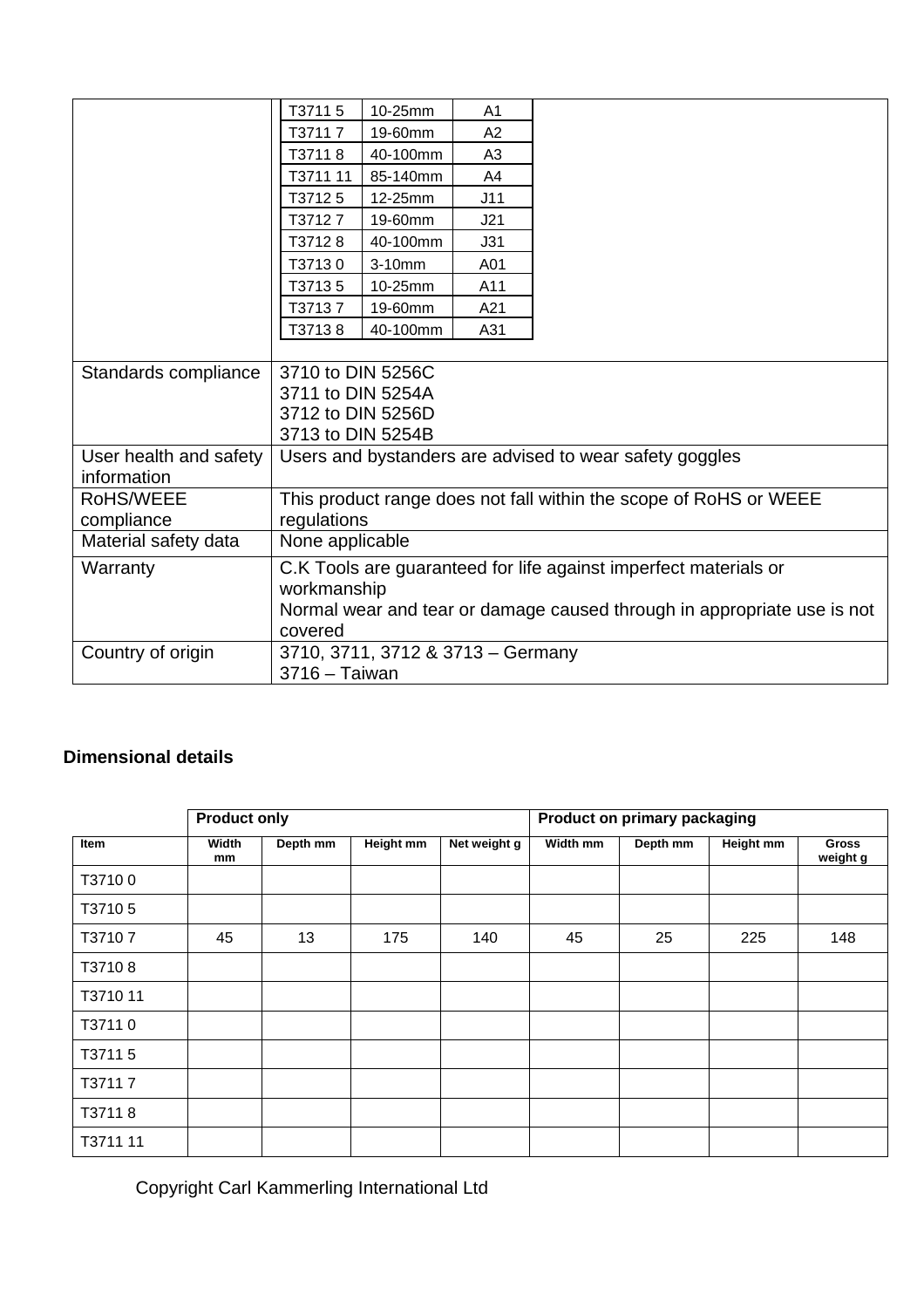| | |
|---|---|
| | T3711 5 — 10-25mm — A1<br>T3711 7 — 19-60mm — A2<br>T3711 8 — 40-100mm — A3<br>T3711 11 — 85-140mm — A4<br>T3712 5 — 12-25mm — J11<br>T3712 7 — 19-60mm — J21<br>T3712 8 — 40-100mm — J31<br>T3713 0 — 3-10mm — A01<br>T3713 5 — 10-25mm — A11<br>T3713 7 — 19-60mm — A21<br>T3713 8 — 40-100mm — A31 |
| Standards compliance | 3710 to DIN 5256C<br>3711 to DIN 5254A<br>3712 to DIN 5256D<br>3713 to DIN 5254B |
| User health and safety information | Users and bystanders are advised to wear safety goggles |
| RoHS/WEEE compliance | This product range does not fall within the scope of RoHS or WEEE regulations |
| Material safety data | None applicable |
| Warranty | C.K Tools are guaranteed for life against imperfect materials or workmanship<br>Normal wear and tear or damage caused through in appropriate use is not covered |
| Country of origin | 3710, 3711, 3712 & 3713 – Germany<br>3716 – Taiwan |

**Dimensional details**

| | Product only | | | | Product on primary packaging | | | |
|---|---|---|---|---|---|---|---|---|
| Item | Width mm | Depth mm | Height mm | Net weight g | Width mm | Depth mm | Height mm | Gross weight g |
| T3710 0 | | | | | | | | |
| T3710 5 | | | | | | | | |
| T3710 7 | 45 | 13 | 175 | 140 | 45 | 25 | 225 | 148 |
| T3710 8 | | | | | | | | |
| T3710 11 | | | | | | | | |
| T3711 0 | | | | | | | | |
| T3711 5 | | | | | | | | |
| T3711 7 | | | | | | | | |
| T3711 8 | | | | | | | | |
| T3711 11 | | | | | | | | |

Copyright Carl Kammerling International Ltd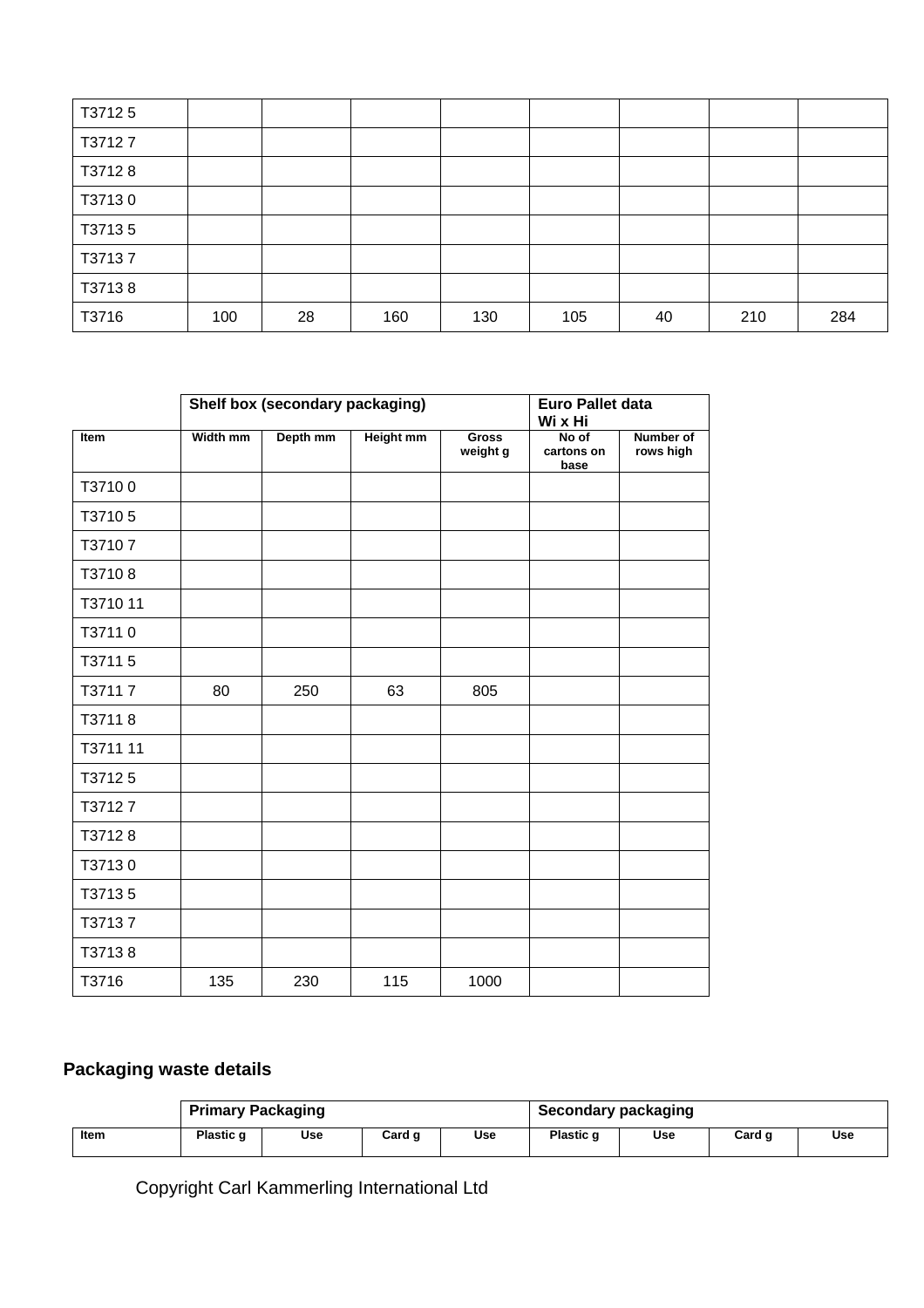| | | | | | | | | |
|---|---|---|---|---|---|---|---|---|
| T3712 5 | | | | | | | | |
| T3712 7 | | | | | | | | |
| T3712 8 | | | | | | | | |
| T3713 0 | | | | | | | | |
| T3713 5 | | | | | | | | |
| T3713 7 | | | | | | | | |
| T3713 8 | | | | | | | | |
| T3716 | 100 | 28 | 160 | 130 | 105 | 40 | 210 | 284 |

| | Shelf box (secondary packaging) | | | | Euro Pallet data Wi x Hi | |
|---|---|---|---|---|---|---|
| **Item** | **Width mm** | **Depth mm** | **Height mm** | **Gross weight g** | **No of cartons on base** | **Number of rows high** |
| T3710 0 | | | | | | |
| T3710 5 | | | | | | |
| T3710 7 | | | | | | |
| T3710 8 | | | | | | |
| T3710 11 | | | | | | |
| T3711 0 | | | | | | |
| T3711 5 | | | | | | |
| T3711 7 | 80 | 250 | 63 | 805 | | |
| T3711 8 | | | | | | |
| T3711 11 | | | | | | |
| T3712 5 | | | | | | |
| T3712 7 | | | | | | |
| T3712 8 | | | | | | |
| T3713 0 | | | | | | |
| T3713 5 | | | | | | |
| T3713 7 | | | | | | |
| T3713 8 | | | | | | |
| T3716 | 135 | 230 | 115 | 1000 | | |

## Packaging waste details

| | Primary Packaging | | | | Secondary packaging | | | |
|---|---|---|---|---|---|---|---|---|
| **Item** | **Plastic g** | **Use** | **Card g** | **Use** | **Plastic g** | **Use** | **Card g** | **Use** |

Copyright Carl Kammerling International Ltd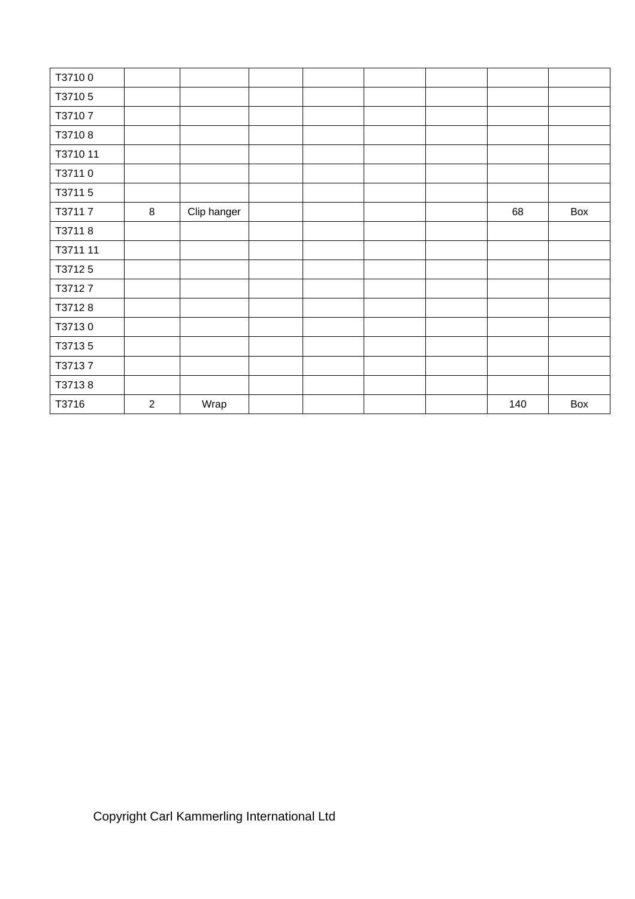| | | | | | | | | |
|---|---|---|---|---|---|---|---|---|
| T3710 0 | | | | | | | | |
| T3710 5 | | | | | | | | |
| T3710 7 | | | | | | | | |
| T3710 8 | | | | | | | | |
| T3710 11 | | | | | | | | |
| T3711 0 | | | | | | | | |
| T3711 5 | | | | | | | | |
| T3711 7 | 8 | Clip hanger | | | | | 68 | Box |
| T3711 8 | | | | | | | | |
| T3711 11 | | | | | | | | |
| T3712 5 | | | | | | | | |
| T3712 7 | | | | | | | | |
| T3712 8 | | | | | | | | |
| T3713 0 | | | | | | | | |
| T3713 5 | | | | | | | | |
| T3713 7 | | | | | | | | |
| T3713 8 | | | | | | | | |
| T3716 | 2 | Wrap | | | | | 140 | Box |

Copyright Carl Kammerling International Ltd